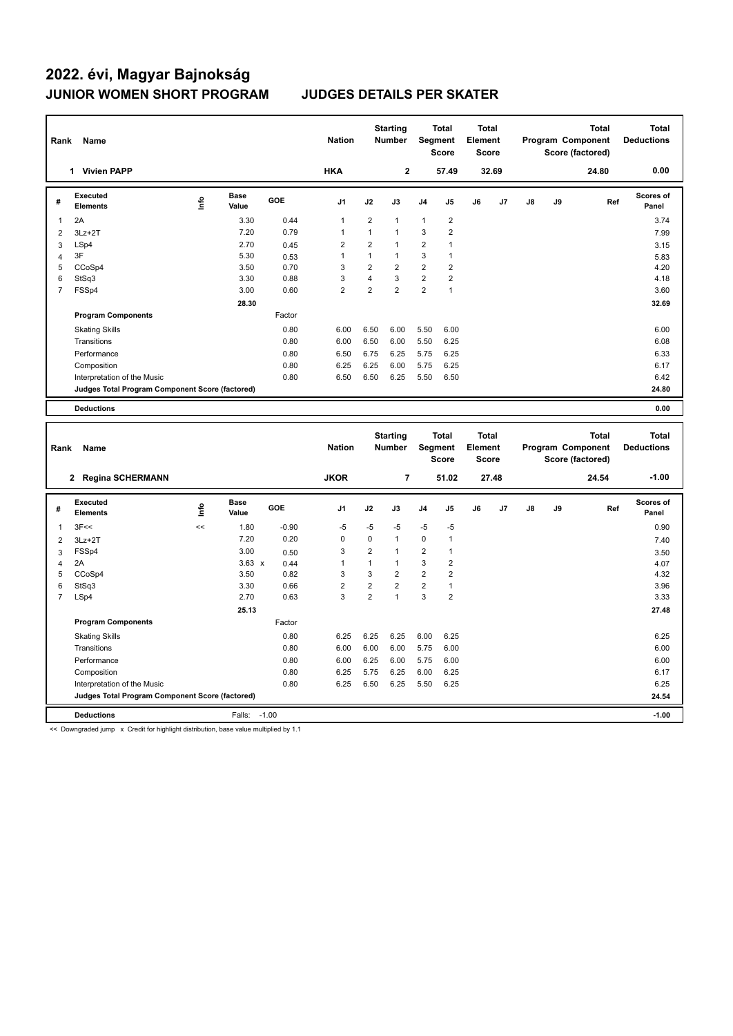# 2022. évi, Magyar Bajnokság

## JUNIOR WOMEN SHORT PROGRAM JUDGES DETAILS PER SKATER

| Rank | Name | Nation | Starting Number | Total Segment Score | Total Element Score | Total Program Component Score (factored) | Total Deductions |
|---|---|---|---|---|---|---|---|
| 1 | Vivien PAPP | HKA | 2 | 57.49 | 32.69 | 24.80 | 0.00 |

| # | Executed Elements | Info | Base Value | GOE | J1 | J2 | J3 | J4 | J5 | J6 | J7 | J8 | J9 | Ref | Scores of Panel |
|---|---|---|---|---|---|---|---|---|---|---|---|---|---|---|---|
| 1 | 2A | | 3.30 | 0.44 | 1 | 2 | 1 | 1 | 2 | | | | | | 3.74 |
| 2 | 3Lz+2T | | 7.20 | 0.79 | 1 | 1 | 1 | 3 | 2 | | | | | | 7.99 |
| 3 | LSp4 | | 2.70 | 0.45 | 2 | 2 | 1 | 2 | 1 | | | | | | 3.15 |
| 4 | 3F | | 5.30 | 0.53 | 1 | 1 | 1 | 3 | 1 | | | | | | 5.83 |
| 5 | CCoSp4 | | 3.50 | 0.70 | 3 | 2 | 2 | 2 | 2 | | | | | | 4.20 |
| 6 | StSq3 | | 3.30 | 0.88 | 3 | 4 | 3 | 2 | 2 | | | | | | 4.18 |
| 7 | FSSp4 | | 3.00 | 0.60 | 2 | 2 | 2 | 2 | 1 | | | | | | 3.60 |
| | | | 28.30 | | | | | | | | | | | | 32.69 |
| | **Program Components** | | | Factor | | | | | | | | | | | |
| | Skating Skills | | | 0.80 | 6.00 | 6.50 | 6.00 | 5.50 | 6.00 | | | | | | 6.00 |
| | Transitions | | | 0.80 | 6.00 | 6.50 | 6.00 | 5.50 | 6.25 | | | | | | 6.08 |
| | Performance | | | 0.80 | 6.50 | 6.75 | 6.25 | 5.75 | 6.25 | | | | | | 6.33 |
| | Composition | | | 0.80 | 6.25 | 6.25 | 6.00 | 5.75 | 6.25 | | | | | | 6.17 |
| | Interpretation of the Music | | | 0.80 | 6.50 | 6.50 | 6.25 | 5.50 | 6.50 | | | | | | 6.42 |
| | **Judges Total Program Component Score (factored)** | | | | | | | | | | | | | | 24.80 |
| | **Deductions** | | | | | | | | | | | | | | 0.00 |

| Rank | Name | Nation | Starting Number | Total Segment Score | Total Element Score | Total Program Component Score (factored) | Total Deductions |
|---|---|---|---|---|---|---|---|
| 2 | Regina SCHERMANN | JKOR | 7 | 51.02 | 27.48 | 24.54 | -1.00 |

| # | Executed Elements | Info | Base Value | GOE | J1 | J2 | J3 | J4 | J5 | J6 | J7 | J8 | J9 | Ref | Scores of Panel |
|---|---|---|---|---|---|---|---|---|---|---|---|---|---|---|---|
| 1 | 3F<< | << | 1.80 | -0.90 | -5 | -5 | -5 | -5 | -5 | | | | | | 0.90 |
| 2 | 3Lz+2T | | 7.20 | 0.20 | 0 | 0 | 1 | 0 | 1 | | | | | | 7.40 |
| 3 | FSSp4 | | 3.00 | 0.50 | 3 | 2 | 1 | 2 | 1 | | | | | | 3.50 |
| 4 | 2A | | 3.63 x | 0.44 | 1 | 1 | 1 | 3 | 2 | | | | | | 4.07 |
| 5 | CCoSp4 | | 3.50 | 0.82 | 3 | 3 | 2 | 2 | 2 | | | | | | 4.32 |
| 6 | StSq3 | | 3.30 | 0.66 | 2 | 2 | 2 | 2 | 1 | | | | | | 3.96 |
| 7 | LSp4 | | 2.70 | 0.63 | 3 | 2 | 1 | 3 | 2 | | | | | | 3.33 |
| | | | 25.13 | | | | | | | | | | | | 27.48 |
| | **Program Components** | | | Factor | | | | | | | | | | | |
| | Skating Skills | | | 0.80 | 6.25 | 6.25 | 6.25 | 6.00 | 6.25 | | | | | | 6.25 |
| | Transitions | | | 0.80 | 6.00 | 6.00 | 6.00 | 5.75 | 6.00 | | | | | | 6.00 |
| | Performance | | | 0.80 | 6.00 | 6.25 | 6.00 | 5.75 | 6.00 | | | | | | 6.00 |
| | Composition | | | 0.80 | 6.25 | 5.75 | 6.25 | 6.00 | 6.25 | | | | | | 6.17 |
| | Interpretation of the Music | | | 0.80 | 6.25 | 6.50 | 6.25 | 5.50 | 6.25 | | | | | | 6.25 |
| | **Judges Total Program Component Score (factored)** | | | | | | | | | | | | | | 24.54 |
| | **Deductions** | | Falls: -1.00 | | | | | | | | | | | | -1.00 |

<< Downgraded jump x Credit for highlight distribution, base value multiplied by 1.1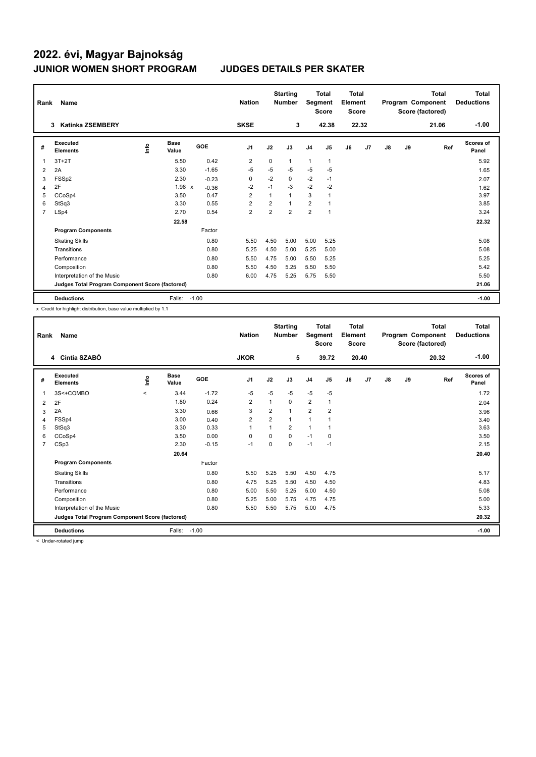# 2022. évi, Magyar Bajnokság

## JUNIOR WOMEN SHORT PROGRAM JUDGES DETAILS PER SKATER

| Rank | Name | Nation | Starting Number | Total Segment Score | Total Element Score | Total Program Component Score (factored) | Total Deductions |
|---|---|---|---|---|---|---|---|
| 3 | Katinka ZSEMBERY | SKSE | 3 | 42.38 | 22.32 | 21.06 | -1.00 |

| # | Executed Elements | Info | Base Value | | GOE | J1 | J2 | J3 | J4 | J5 | J6 | J7 | J8 | J9 | Ref | Scores of Panel |
|---|---|---|---|---|---|---|---|---|---|---|---|---|---|---|---|---|
| 1 | 3T+2T | | 5.50 | | 0.42 | 2 | 0 | 1 | 1 | 1 | | | | | | 5.92 |
| 2 | 2A | | 3.30 | | -1.65 | -5 | -5 | -5 | -5 | -5 | | | | | | 1.65 |
| 3 | FSSp2 | | 2.30 | | -0.23 | 0 | -2 | 0 | -2 | -1 | | | | | | 2.07 |
| 4 | 2F | | 1.98 | x | -0.36 | -2 | -1 | -3 | -2 | -2 | | | | | | 1.62 |
| 5 | CCoSp4 | | 3.50 | | 0.47 | 2 | 1 | 1 | 3 | 1 | | | | | | 3.97 |
| 6 | StSq3 | | 3.30 | | 0.55 | 2 | 2 | 1 | 2 | 1 | | | | | | 3.85 |
| 7 | LSp4 | | 2.70 | | 0.54 | 2 | 2 | 2 | 2 | 1 | | | | | | 3.24 |
| | | | 22.58 | | | | | | | | | | | | | 22.32 |
| | **Program Components** | | | | Factor | | | | | | | | | | | |
| | Skating Skills | | | | 0.80 | 5.50 | 4.50 | 5.00 | 5.00 | 5.25 | | | | | | 5.08 |
| | Transitions | | | | 0.80 | 5.25 | 4.50 | 5.00 | 5.25 | 5.00 | | | | | | 5.08 |
| | Performance | | | | 0.80 | 5.50 | 4.75 | 5.00 | 5.50 | 5.25 | | | | | | 5.25 |
| | Composition | | | | 0.80 | 5.50 | 4.50 | 5.25 | 5.50 | 5.50 | | | | | | 5.42 |
| | Interpretation of the Music | | | | 0.80 | 6.00 | 4.75 | 5.25 | 5.75 | 5.50 | | | | | | 5.50 |
| | **Judges Total Program Component Score (factored)** | | | | | | | | | | | | | | | 21.06 |
| | **Deductions** | | Falls: | | -1.00 | | | | | | | | | | | -1.00 |

x Credit for highlight distribution, base value multiplied by 1.1

| Rank | Name | Nation | Starting Number | Total Segment Score | Total Element Score | Total Program Component Score (factored) | Total Deductions |
|---|---|---|---|---|---|---|---|
| 4 | Cintia SZABÓ | JKOR | 5 | 39.72 | 20.40 | 20.32 | -1.00 |

| # | Executed Elements | Info | Base Value | GOE | J1 | J2 | J3 | J4 | J5 | J6 | J7 | J8 | J9 | Ref | Scores of Panel |
|---|---|---|---|---|---|---|---|---|---|---|---|---|---|---|---|
| 1 | 3S<+COMBO | < | 3.44 | -1.72 | -5 | -5 | -5 | -5 | -5 | | | | | | 1.72 |
| 2 | 2F | | 1.80 | 0.24 | 2 | 1 | 0 | 2 | 1 | | | | | | 2.04 |
| 3 | 2A | | 3.30 | 0.66 | 3 | 2 | 1 | 2 | 2 | | | | | | 3.96 |
| 4 | FSSp4 | | 3.00 | 0.40 | 2 | 2 | 1 | 1 | 1 | | | | | | 3.40 |
| 5 | StSq3 | | 3.30 | 0.33 | 1 | 1 | 2 | 1 | 1 | | | | | | 3.63 |
| 6 | CCoSp4 | | 3.50 | 0.00 | 0 | 0 | 0 | -1 | 0 | | | | | | 3.50 |
| 7 | CSp3 | | 2.30 | -0.15 | -1 | 0 | 0 | -1 | -1 | | | | | | 2.15 |
| | | | 20.64 | | | | | | | | | | | | 20.40 |
| | **Program Components** | | | Factor | | | | | | | | | | | |
| | Skating Skills | | | 0.80 | 5.50 | 5.25 | 5.50 | 4.50 | 4.75 | | | | | | 5.17 |
| | Transitions | | | 0.80 | 4.75 | 5.25 | 5.50 | 4.50 | 4.50 | | | | | | 4.83 |
| | Performance | | | 0.80 | 5.00 | 5.50 | 5.25 | 5.00 | 4.50 | | | | | | 5.08 |
| | Composition | | | 0.80 | 5.25 | 5.00 | 5.75 | 4.75 | 4.75 | | | | | | 5.00 |
| | Interpretation of the Music | | | 0.80 | 5.50 | 5.50 | 5.75 | 5.00 | 4.75 | | | | | | 5.33 |
| | **Judges Total Program Component Score (factored)** | | | | | | | | | | | | | | 20.32 |
| | **Deductions** | | Falls: | -1.00 | | | | | | | | | | | -1.00 |

< Under-rotated jump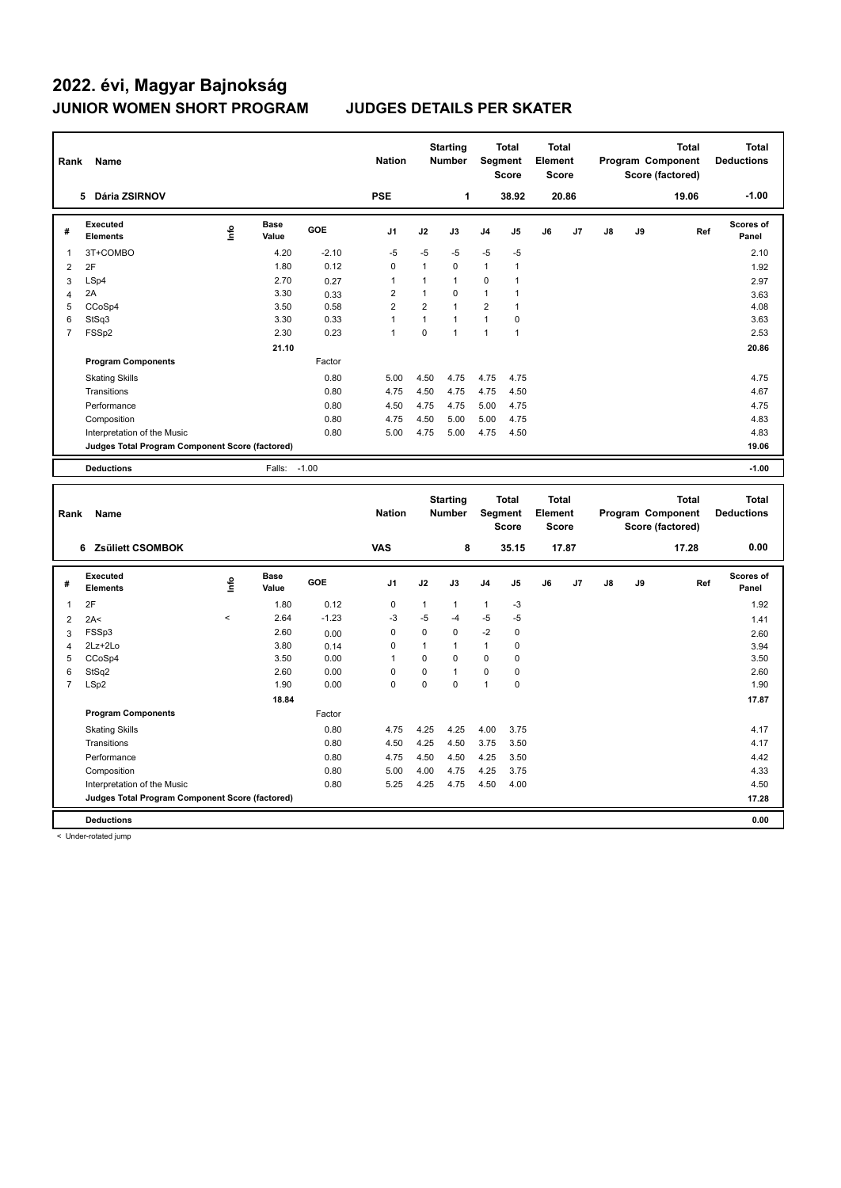# 2022. évi, Magyar Bajnokság

## JUNIOR WOMEN SHORT PROGRAM JUDGES DETAILS PER SKATER

| Rank | Name | Nation | Starting Number | Total Segment Score | Total Element Score | Total Program Component Score (factored) | Total Deductions |
|---|---|---|---|---|---|---|---|
| 5 | Dária ZSIRNOV | PSE | 1 | 38.92 | 20.86 | 19.06 | -1.00 |

| # | Executed Elements | Info | Base Value | GOE | J1 | J2 | J3 | J4 | J5 | J6 | J7 | J8 | J9 | Ref | Scores of Panel |
|---|---|---|---|---|---|---|---|---|---|---|---|---|---|---|---|
| 1 | 3T+COMBO | | 4.20 | -2.10 | -5 | -5 | -5 | -5 | -5 | | | | | | 2.10 |
| 2 | 2F | | 1.80 | 0.12 | 0 | 1 | 0 | 1 | 1 | | | | | | 1.92 |
| 3 | LSp4 | | 2.70 | 0.27 | 1 | 1 | 1 | 0 | 1 | | | | | | 2.97 |
| 4 | 2A | | 3.30 | 0.33 | 2 | 1 | 0 | 1 | 1 | | | | | | 3.63 |
| 5 | CCoSp4 | | 3.50 | 0.58 | 2 | 2 | 1 | 2 | 1 | | | | | | 4.08 |
| 6 | StSq3 | | 3.30 | 0.33 | 1 | 1 | 1 | 1 | 0 | | | | | | 3.63 |
| 7 | FSSp2 | | 2.30 | 0.23 | 1 | 0 | 1 | 1 | 1 | | | | | | 2.53 |
| | | | 21.10 | | | | | | | | | | | | 20.86 |
| | **Program Components** | | | Factor | | | | | | | | | | | |
| | Skating Skills | | | 0.80 | 5.00 | 4.50 | 4.75 | 4.75 | 4.75 | | | | | | 4.75 |
| | Transitions | | | 0.80 | 4.75 | 4.50 | 4.75 | 4.75 | 4.50 | | | | | | 4.67 |
| | Performance | | | 0.80 | 4.50 | 4.75 | 4.75 | 5.00 | 4.75 | | | | | | 4.75 |
| | Composition | | | 0.80 | 4.75 | 4.50 | 5.00 | 5.00 | 4.75 | | | | | | 4.83 |
| | Interpretation of the Music | | | 0.80 | 5.00 | 4.75 | 5.00 | 4.75 | 4.50 | | | | | | 4.83 |
| | **Judges Total Program Component Score (factored)** | | | | | | | | | | | | | | 19.06 |
| | **Deductions** | | Falls: | -1.00 | | | | | | | | | | | -1.00 |

| Rank | Name | Nation | Starting Number | Total Segment Score | Total Element Score | Total Program Component Score (factored) | Total Deductions |
|---|---|---|---|---|---|---|---|
| 6 | Zsüliett CSOMBOK | VAS | 8 | 35.15 | 17.87 | 17.28 | 0.00 |

| # | Executed Elements | Info | Base Value | GOE | J1 | J2 | J3 | J4 | J5 | J6 | J7 | J8 | J9 | Ref | Scores of Panel |
|---|---|---|---|---|---|---|---|---|---|---|---|---|---|---|---|
| 1 | 2F | | 1.80 | 0.12 | 0 | 1 | 1 | 1 | -3 | | | | | | 1.92 |
| 2 | 2A< | < | 2.64 | -1.23 | -3 | -5 | -4 | -5 | -5 | | | | | | 1.41 |
| 3 | FSSp3 | | 2.60 | 0.00 | 0 | 0 | 0 | -2 | 0 | | | | | | 2.60 |
| 4 | 2Lz+2Lo | | 3.80 | 0.14 | 0 | 1 | 1 | 1 | 0 | | | | | | 3.94 |
| 5 | CCoSp4 | | 3.50 | 0.00 | 1 | 0 | 0 | 0 | 0 | | | | | | 3.50 |
| 6 | StSq2 | | 2.60 | 0.00 | 0 | 0 | 1 | 0 | 0 | | | | | | 2.60 |
| 7 | LSp2 | | 1.90 | 0.00 | 0 | 0 | 0 | 1 | 0 | | | | | | 1.90 |
| | | | 18.84 | | | | | | | | | | | | 17.87 |
| | **Program Components** | | | Factor | | | | | | | | | | | |
| | Skating Skills | | | 0.80 | 4.75 | 4.25 | 4.25 | 4.00 | 3.75 | | | | | | 4.17 |
| | Transitions | | | 0.80 | 4.50 | 4.25 | 4.50 | 3.75 | 3.50 | | | | | | 4.17 |
| | Performance | | | 0.80 | 4.75 | 4.50 | 4.50 | 4.25 | 3.50 | | | | | | 4.42 |
| | Composition | | | 0.80 | 5.00 | 4.00 | 4.75 | 4.25 | 3.75 | | | | | | 4.33 |
| | Interpretation of the Music | | | 0.80 | 5.25 | 4.25 | 4.75 | 4.50 | 4.00 | | | | | | 4.50 |
| | **Judges Total Program Component Score (factored)** | | | | | | | | | | | | | | 17.28 |
| | **Deductions** | | | | | | | | | | | | | | 0.00 |

< Under-rotated jump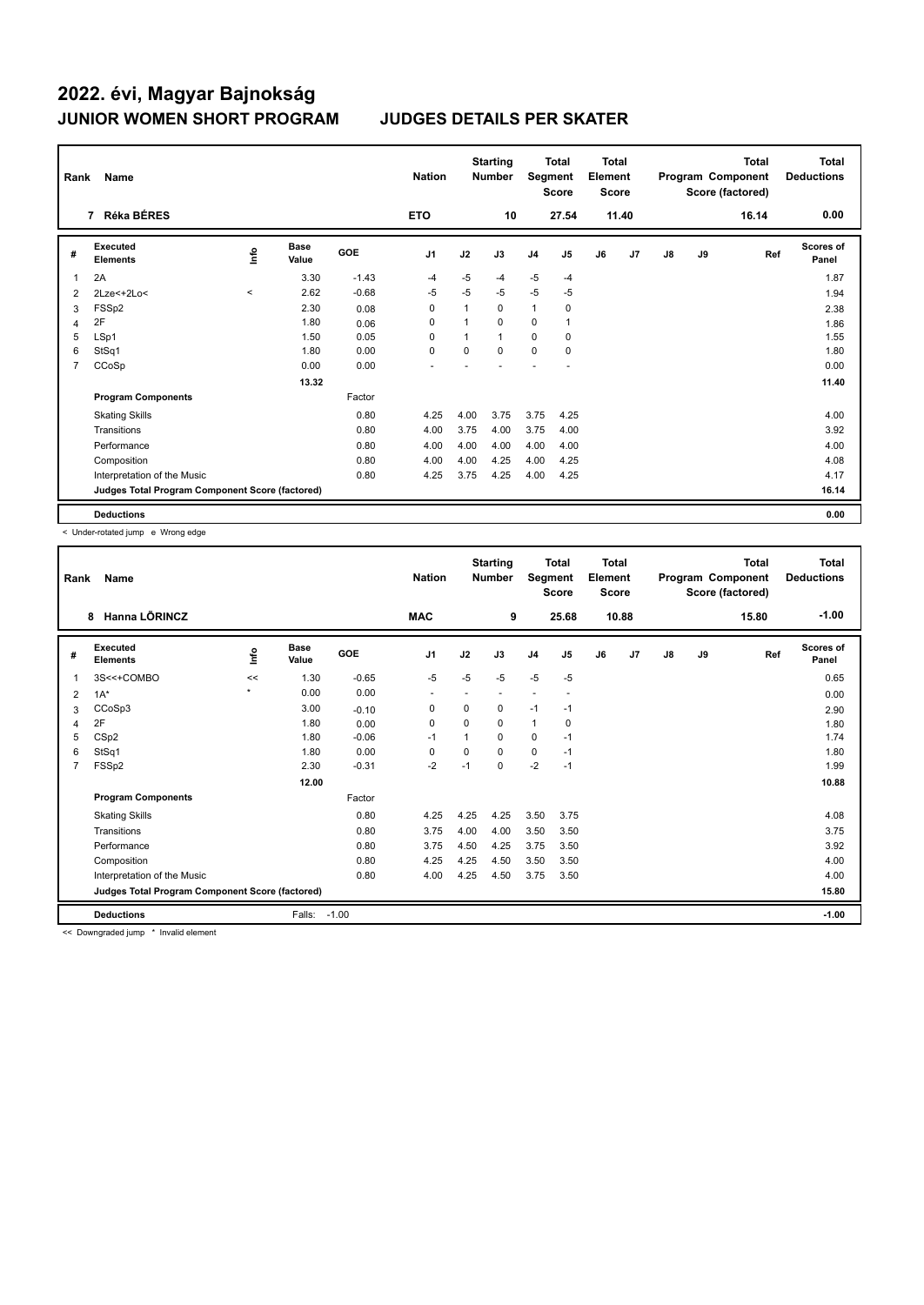# 2022. évi, Magyar Bajnokság

## JUNIOR WOMEN SHORT PROGRAM JUDGES DETAILS PER SKATER

| Rank | Name | Nation | Starting Number | Total Segment Score | Total Element Score | Total Program Component Score (factored) | Total Deductions |
|---|---|---|---|---|---|---|---|
| 7 | Réka BÉRES | ETO | 10 | 27.54 | 11.40 | 16.14 | 0.00 |

| # | Executed Elements | Info | Base Value | GOE | J1 | J2 | J3 | J4 | J5 | J6 | J7 | J8 | J9 | Ref | Scores of Panel |
|---|---|---|---|---|---|---|---|---|---|---|---|---|---|---|---|
| 1 | 2A | | 3.30 | -1.43 | -4 | -5 | -4 | -5 | -4 | | | | | | 1.87 |
| 2 | 2Lze<+2Lo< | < | 2.62 | -0.68 | -5 | -5 | -5 | -5 | -5 | | | | | | 1.94 |
| 3 | FSSp2 | | 2.30 | 0.08 | 0 | 1 | 0 | 1 | 0 | | | | | | 2.38 |
| 4 | 2F | | 1.80 | 0.06 | 0 | 1 | 0 | 0 | 1 | | | | | | 1.86 |
| 5 | LSp1 | | 1.50 | 0.05 | 0 | 1 | 1 | 0 | 0 | | | | | | 1.55 |
| 6 | StSq1 | | 1.80 | 0.00 | 0 | 0 | 0 | 0 | 0 | | | | | | 1.80 |
| 7 | CCoSp | | 0.00 | 0.00 | - | - | - | - | - | | | | | | 0.00 |
| | | | 13.32 | | | | | | | | | | | | 11.40 |
| | **Program Components** | | | Factor | | | | | | | | | | | |
| | Skating Skills | | | 0.80 | 4.25 | 4.00 | 3.75 | 3.75 | 4.25 | | | | | | 4.00 |
| | Transitions | | | 0.80 | 4.00 | 3.75 | 4.00 | 3.75 | 4.00 | | | | | | 3.92 |
| | Performance | | | 0.80 | 4.00 | 4.00 | 4.00 | 4.00 | 4.00 | | | | | | 4.00 |
| | Composition | | | 0.80 | 4.00 | 4.00 | 4.25 | 4.00 | 4.25 | | | | | | 4.08 |
| | Interpretation of the Music | | | 0.80 | 4.25 | 3.75 | 4.25 | 4.00 | 4.25 | | | | | | 4.17 |
| | **Judges Total Program Component Score (factored)** | | | | | | | | | | | | | | 16.14 |
| | **Deductions** | | | | | | | | | | | | | | 0.00 |

< Under-rotated jump e Wrong edge

| Rank | Name | Nation | Starting Number | Total Segment Score | Total Element Score | Total Program Component Score (factored) | Total Deductions |
|---|---|---|---|---|---|---|---|
| 8 | Hanna LŐRINCZ | MAC | 9 | 25.68 | 10.88 | 15.80 | -1.00 |

| # | Executed Elements | Info | Base Value | GOE | J1 | J2 | J3 | J4 | J5 | J6 | J7 | J8 | J9 | Ref | Scores of Panel |
|---|---|---|---|---|---|---|---|---|---|---|---|---|---|---|---|
| 1 | 3S<<+COMBO | << | 1.30 | -0.65 | -5 | -5 | -5 | -5 | -5 | | | | | | 0.65 |
| 2 | 1A* | * | 0.00 | 0.00 | - | - | - | - | - | | | | | | 0.00 |
| 3 | CCoSp3 | | 3.00 | -0.10 | 0 | 0 | 0 | -1 | -1 | | | | | | 2.90 |
| 4 | 2F | | 1.80 | 0.00 | 0 | 0 | 0 | 1 | 0 | | | | | | 1.80 |
| 5 | CSp2 | | 1.80 | -0.06 | -1 | 1 | 0 | 0 | -1 | | | | | | 1.74 |
| 6 | StSq1 | | 1.80 | 0.00 | 0 | 0 | 0 | 0 | -1 | | | | | | 1.80 |
| 7 | FSSp2 | | 2.30 | -0.31 | -2 | -1 | 0 | -2 | -1 | | | | | | 1.99 |
| | | | 12.00 | | | | | | | | | | | | 10.88 |
| | **Program Components** | | | Factor | | | | | | | | | | | |
| | Skating Skills | | | 0.80 | 4.25 | 4.25 | 4.25 | 3.50 | 3.75 | | | | | | 4.08 |
| | Transitions | | | 0.80 | 3.75 | 4.00 | 4.00 | 3.50 | 3.50 | | | | | | 3.75 |
| | Performance | | | 0.80 | 3.75 | 4.50 | 4.25 | 3.75 | 3.50 | | | | | | 3.92 |
| | Composition | | | 0.80 | 4.25 | 4.25 | 4.50 | 3.50 | 3.50 | | | | | | 4.00 |
| | Interpretation of the Music | | | 0.80 | 4.00 | 4.25 | 4.50 | 3.75 | 3.50 | | | | | | 4.00 |
| | **Judges Total Program Component Score (factored)** | | | | | | | | | | | | | | 15.80 |
| | **Deductions** | | Falls: -1.00 | | | | | | | | | | | | -1.00 |

<< Downgraded jump * Invalid element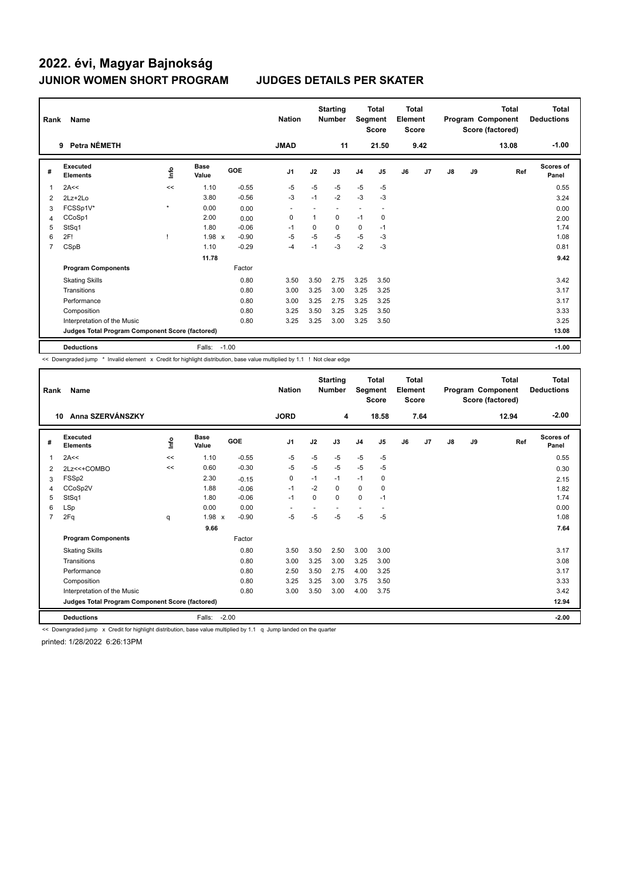# 2022. évi, Magyar Bajnokság

## JUNIOR WOMEN SHORT PROGRAM — JUDGES DETAILS PER SKATER

| Rank | Name | Nation | Starting Number | Total Segment Score | Total Element Score | Total Program Component Score (factored) | Total Deductions |
|---|---|---|---|---|---|---|---|
| 9 | Petra NÉMETH | JMAD | 11 | 21.50 | 9.42 | 13.08 | -1.00 |

| # | Executed Elements | Info | Base Value | | GOE | J1 | J2 | J3 | J4 | J5 | J6 | J7 | J8 | J9 | Ref | Scores of Panel |
|---|---|---|---|---|---|---|---|---|---|---|---|---|---|---|---|---|
| 1 | 2A<< | << | 1.10 | | -0.55 | -5 | -5 | -5 | -5 | -5 | | | | | | 0.55 |
| 2 | 2Lz+2Lo | | 3.80 | | -0.56 | -3 | -1 | -2 | -3 | -3 | | | | | | 3.24 |
| 3 | FCSSp1V* | * | 0.00 | | 0.00 | - | - | - | - | - | | | | | | 0.00 |
| 4 | CCoSp1 | | 2.00 | | 0.00 | 0 | 1 | 0 | -1 | 0 | | | | | | 2.00 |
| 5 | StSq1 | | 1.80 | | -0.06 | -1 | 0 | 0 | 0 | -1 | | | | | | 1.74 |
| 6 | 2F! | ! | 1.98 | x | -0.90 | -5 | -5 | -5 | -5 | -3 | | | | | | 1.08 |
| 7 | CSpB | | 1.10 | | -0.29 | -4 | -1 | -3 | -2 | -3 | | | | | | 0.81 |
| | | | 11.78 | | | | | | | | | | | | | 9.42 |
| | **Program Components** | | | | Factor | | | | | | | | | | | |
| | Skating Skills | | | | 0.80 | 3.50 | 3.50 | 2.75 | 3.25 | 3.50 | | | | | | 3.42 |
| | Transitions | | | | 0.80 | 3.00 | 3.25 | 3.00 | 3.25 | 3.25 | | | | | | 3.17 |
| | Performance | | | | 0.80 | 3.00 | 3.25 | 2.75 | 3.25 | 3.25 | | | | | | 3.17 |
| | Composition | | | | 0.80 | 3.25 | 3.50 | 3.25 | 3.25 | 3.50 | | | | | | 3.33 |
| | Interpretation of the Music | | | | 0.80 | 3.25 | 3.25 | 3.00 | 3.25 | 3.50 | | | | | | 3.25 |
| | **Judges Total Program Component Score (factored)** | | | | | | | | | | | | | | | 13.08 |
| | **Deductions** | | Falls: | | -1.00 | | | | | | | | | | | -1.00 |

<< Downgraded jump * Invalid element x Credit for highlight distribution, base value multiplied by 1.1 ! Not clear edge

| Rank | Name | Nation | Starting Number | Total Segment Score | Total Element Score | Total Program Component Score (factored) | Total Deductions |
|---|---|---|---|---|---|---|---|
| 10 | Anna SZERVÁNSZKY | JORD | 4 | 18.58 | 7.64 | 12.94 | -2.00 |

| # | Executed Elements | Info | Base Value | | GOE | J1 | J2 | J3 | J4 | J5 | J6 | J7 | J8 | J9 | Ref | Scores of Panel |
|---|---|---|---|---|---|---|---|---|---|---|---|---|---|---|---|---|
| 1 | 2A<< | << | 1.10 | | -0.55 | -5 | -5 | -5 | -5 | -5 | | | | | | 0.55 |
| 2 | 2Lz<<+COMBO | << | 0.60 | | -0.30 | -5 | -5 | -5 | -5 | -5 | | | | | | 0.30 |
| 3 | FSSp2 | | 2.30 | | -0.15 | 0 | -1 | -1 | -1 | 0 | | | | | | 2.15 |
| 4 | CCoSp2V | | 1.88 | | -0.06 | -1 | -2 | 0 | 0 | 0 | | | | | | 1.82 |
| 5 | StSq1 | | 1.80 | | -0.06 | -1 | 0 | 0 | 0 | -1 | | | | | | 1.74 |
| 6 | LSp | | 0.00 | | 0.00 | - | - | - | - | - | | | | | | 0.00 |
| 7 | 2Fq | q | 1.98 | x | -0.90 | -5 | -5 | -5 | -5 | -5 | | | | | | 1.08 |
| | | | 9.66 | | | | | | | | | | | | | 7.64 |
| | **Program Components** | | | | Factor | | | | | | | | | | | |
| | Skating Skills | | | | 0.80 | 3.50 | 3.50 | 2.50 | 3.00 | 3.00 | | | | | | 3.17 |
| | Transitions | | | | 0.80 | 3.00 | 3.25 | 3.00 | 3.25 | 3.00 | | | | | | 3.08 |
| | Performance | | | | 0.80 | 2.50 | 3.50 | 2.75 | 4.00 | 3.25 | | | | | | 3.17 |
| | Composition | | | | 0.80 | 3.25 | 3.25 | 3.00 | 3.75 | 3.50 | | | | | | 3.33 |
| | Interpretation of the Music | | | | 0.80 | 3.00 | 3.50 | 3.00 | 4.00 | 3.75 | | | | | | 3.42 |
| | **Judges Total Program Component Score (factored)** | | | | | | | | | | | | | | | 12.94 |
| | **Deductions** | | Falls: | | -2.00 | | | | | | | | | | | -2.00 |

<< Downgraded jump x Credit for highlight distribution, base value multiplied by 1.1 q Jump landed on the quarter

printed: 1/28/2022 6:26:13PM